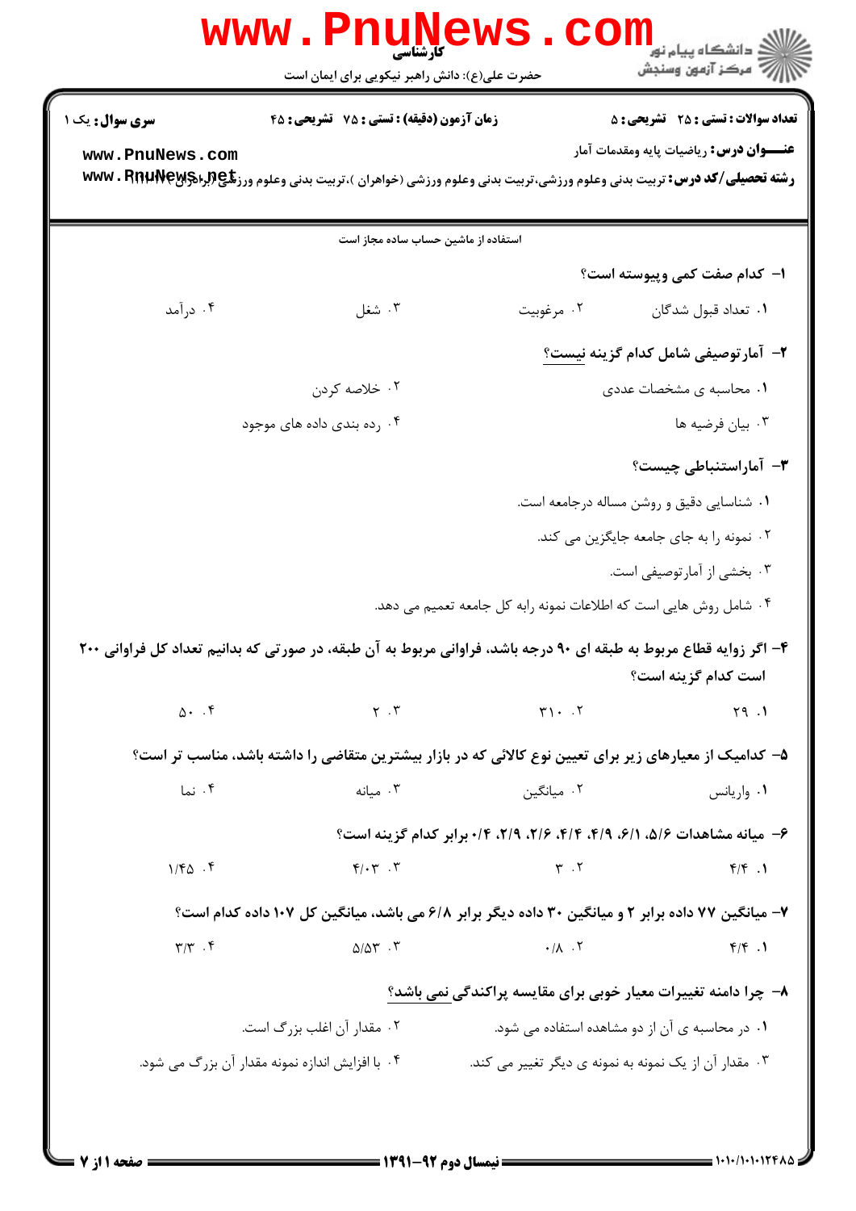**سری سوال:** یک ۱ — **زمان آزمون (دقیقه) : تستی : ۷۵ تشریحی : ۴۵** — **تعداد سوالات : تستی : ۲۵ تشریحی : ۵**

**عنـــوان درس:** ریاضیات پایه ومقدمات آمار

**رشته تحصیلی/کد درس:** تربیت بدنی وعلوم ورزشی،تربیت بدنی وعلوم ورزشی (خواهران )،تربیت بدنی وعلوم ورزشی (برادران)

استفاده از ماشین حساب ساده مجاز است

**۱- کدام صفت کمی وپیوسته است؟**

۱. تعداد قبول شدگان
۲. مرغوبیت
۳. شغل
۴. درآمد

**۲- آمارتوصیفی شامل کدام گزینه نیست؟**

۱. محاسبه ی مشخصات عددی
۲. خلاصه کردن
۳. بیان فرضیه ها
۴. رده بندی داده های موجود

**۳- آماراستنباطی چیست؟**

۱. شناسایی دقیق و روشن مساله درجامعه است.
۲. نمونه را به جای جامعه جایگزین می کند.
۳. بخشی از آمارتوصیفی است.
۴. شامل روش هایی است که اطلاعات نمونه رابه کل جامعه تعمیم می دهد.

**۴- اگر زوایه قطاع مربوط به طبقه ای ۹۰ درجه باشد، فراوانی مربوط به آن طبقه، در صورتی که بدانیم تعداد کل فراوانی ۲۰۰ است کدام گزینه است؟**

۱. ۲۹
۲. ۳۱۰
۳. ۲
۴. ۵۰

**۵- کدامیک از معیارهای زیر برای تعیین نوع کالائی که در بازار بیشترین متقاضی را داشته باشد، مناسب تر است؟**

۱. واریانس
۲. میانگین
۳. میانه
۴. نما

**۶- میانه مشاهدات ۵/۶، ۶/۱، ۴/۹، ۴/۴، ۲/۶، ۲/۹، ۰/۴ برابر کدام گزینه است؟**

۱. ۴/۴
۲. ۳
۳. ۴/۰۳
۴. ۱/۴۵

**۷- میانگین ۷۷ داده برابر ۲ و میانگین ۳۰ داده دیگر برابر ۶/۸ می باشد، میانگین کل ۱۰۷ داده کدام است؟**

۱. ۴/۴
۲. ۰/۸
۳. ۵/۵۳
۴. ۳/۳

**۸- چرا دامنه تغییرات معیار خوبی برای مقایسه پراکندگی نمی باشد؟**

۱. در محاسبه ی آن از دو مشاهده استفاده می شود.
۲. مقدار آن اغلب بزرگ است.
۳. مقدار آن از یک نمونه به نمونه ی دیگر تغییر می کند.
۴. با افزایش اندازه نمونه مقدار آن بزرگ می شود.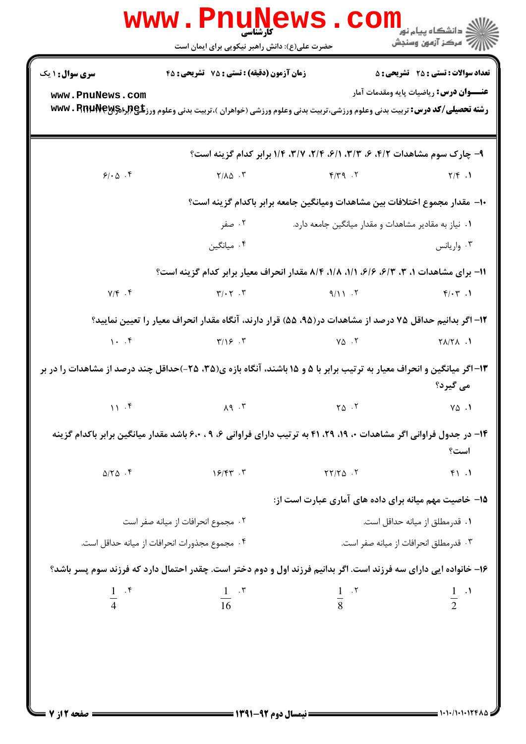**تعداد سوالات : تستی : ۲۵ تشریحی : ۵** | **زمان آزمون (دقیقه) : تستی : ۷۵ تشریحی : ۴۵** | **سری سوال : ۱ یک**

**عنـــوان درس:** ریاضیات پایه ومقدمات آمار

**رشته تحصیلی/کد درس:** تربیت بدنی وعلوم ورزشی،تربیت بدنی وعلوم ورزشی (خواهران )،تربیت بدنی وعلوم ورزشی (برادران)

۹- چارک سوم مشاهدات ۴/۲، ۶، ۳/۳، ۶/۱، ۲/۴، ۳/۷، ۱/۴ برابر کدام گزینه است؟

۱. ۲/۴ ۲. ۴/۳۹ ۳. ۲/۸۵ ۴. ۶/۰۵

۱۰- مقدار مجموع اختلافات بین مشاهدات ومیانگین جامعه برابر باکدام گزینه است؟

۱. نیاز به مقادیر مشاهدات و مقدار میانگین جامعه دارد.
۲. صفر
۳. واریانس
۴. میانگین

۱۱- برای مشاهدات ۱، ۳، ۶/۳، ۶/۶، ۱/۱، ۱/۸، ۸/۴ مقدار انحراف معیار برابر کدام گزینه است؟

۱. ۴/۰۳ ۲. ۹/۱۱ ۳. ۳/۰۲ ۴. ۷/۴

۱۲- اگر بدانیم حداقل ۷۵ درصد از مشاهدات در(۹۵، ۵۵) قرار دارند، آنگاه مقدار انحراف معیار را تعیین نمایید؟

۱. ۲۸/۲۸ ۲. ۷۵ ۳. ۳/۱۶ ۴. ۱۰

۱۳- اگر میانگین و انحراف معیار به ترتیب برابر با ۵ و ۱۵ باشند، آنگاه بازه ی(۳۵، ۲۵-)حداقل چند درصد از مشاهدات را در بر می گیرد؟

۱. ۷۵ ۲. ۲۵ ۳. ۸۹ ۴. ۱۱

۱۴- در جدول فراوانی اگر مشاهدات ۰، ۱۹، ۲۹، ۴۱ به ترتیب دارای فراوانی ۶، ۹ ، ۰، ۶ باشد مقدار میانگین برابر باکدام گزینه است؟

۱. ۴۱ ۲. ۲۲/۲۵ ۳. ۱۶/۴۳ ۴. ۵/۲۵

۱۵- خاصیت مهم میانه برای داده های آماری عبارت است از:

۱. قدرمطلق از میانه حداقل است.
۲. مجموع انحرافات از میانه صفر است
۳. قدرمطلق انحرافات از میانه صفر است.
۴. مجموع مجذورات انحرافات از میانه حداقل است.

۱۶- خانواده ایی دارای سه فرزند است. اگر بدانیم فرزند اول و دوم دختر است. چقدر احتمال دارد که فرزند سوم پسر باشد؟

۱. $\frac{1}{2}$ ۲. $\frac{1}{8}$ ۳. $\frac{1}{16}$ ۴. $\frac{1}{4}$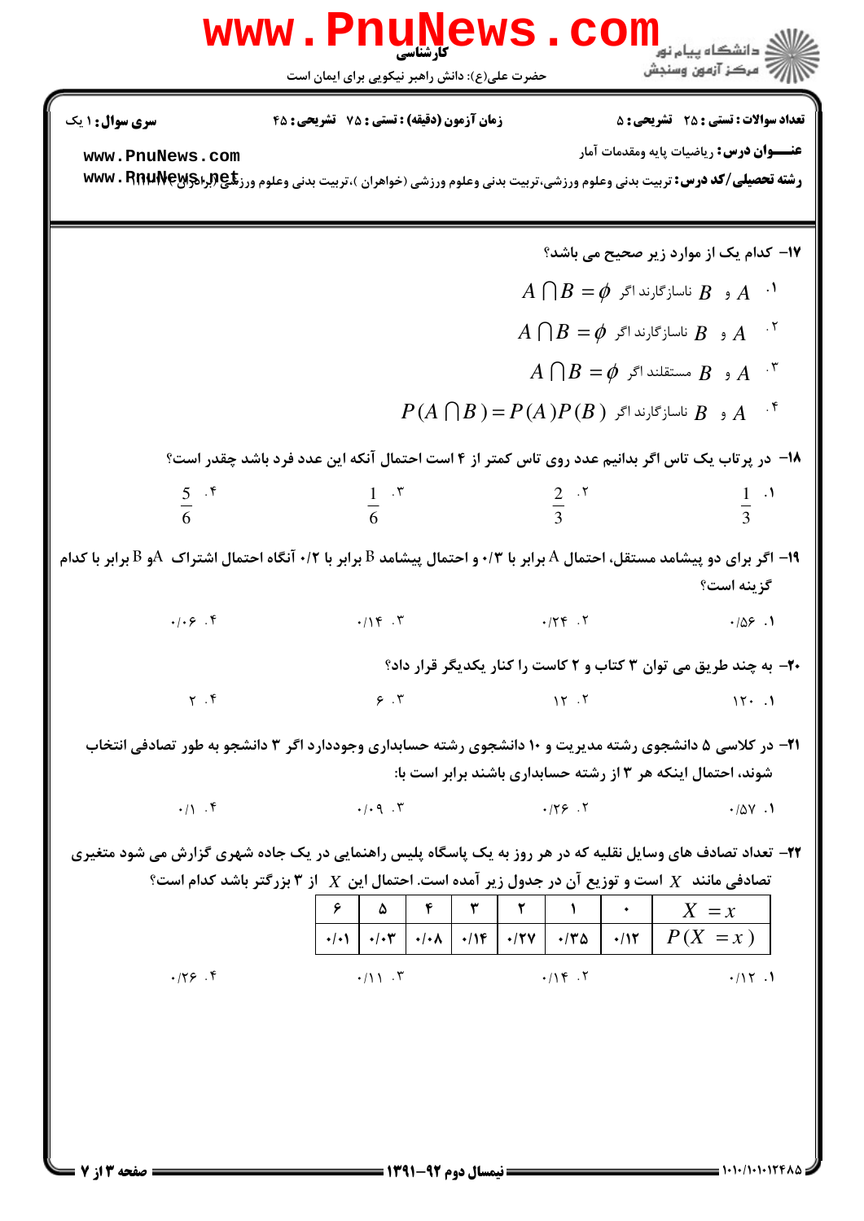**سری سوال:** ۱ یک

**زمان آزمون (دقیقه) : تستی : ۷۵ تشریحی : ۴۵**

**تعداد سوالات : تستی : ۲۵ تشریحی : ۵**

**عنـــوان درس:** ریاضیات پایه ومقدمات آمار

**رشته تحصیلی/کد درس:** تربیت بدنی وعلوم ورزشی،تربیت بدنی وعلوم ورزشی (خواهران )،تربیت بدنی وعلوم ورزشی (برادران)

۱۷- کدام یک از موارد زیر صحیح می باشد؟

۱. $A$ و $B$ ناسازگارند اگر $A \cap B = \phi$

۲. $A$ و $B$ ناسازگارند اگر $A \cap B = \phi$

۳. $A$ و $B$ مستقلند اگر $A \cap B = \phi$

۴. $A$ و $B$ ناسازگارند اگر $P(A \cap B) = P(A)P(B)$

۱۸- در پرتاب یک تاس اگر بدانیم عدد روی تاس کمتر از ۴ است احتمال آنکه این عدد فرد باشد چقدر است؟

۱. $\frac{1}{3}$ ۲. $\frac{2}{3}$ ۳. $\frac{1}{6}$ ۴. $\frac{5}{6}$

۱۹- اگر برای دو پیشامد مستقل، احتمال A برابر با ۰/۳ و احتمال پیشامد B برابر با ۰/۲ آنگاه احتمال اشتراک Aو B برابر با کدام گزینه است؟

۱. ۰/۵۶ ۲. ۰/۲۴ ۳. ۰/۱۴ ۴. ۰/۰۶

۲۰- به چند طریق می توان ۳ کتاب و ۲ کاست را کنار یکدیگر قرار داد؟

۱. ۱۲۰ ۲. ۱۲ ۳. ۶ ۴. ۲

۲۱- در کلاسی ۵ دانشجوی رشته مدیریت و ۱۰ دانشجوی رشته حسابداری وجوددارد اگر ۳ دانشجو به طور تصادفی انتخاب شوند، احتمال اینکه هر ۳ از رشته حسابداری باشند برابر است با:

۱. ۰/۵۷ ۲. ۰/۲۶ ۳. ۰/۰۹ ۴. ۰/۱

۲۲- تعداد تصادف های وسایل نقلیه که در هر روز به یک پاسگاه پلیس راهنمایی در یک جاده شهری گزارش می شود متغیری تصادفی مانند $X$ است و توزیع آن در جدول زیر آمده است. احتمال این $X$ از ۳ بزرگتر باشد کدام است؟

| $X = x$ | ۰ | ۱ | ۲ | ۳ | ۴ | ۵ | ۶ |
|---|---|---|---|---|---|---|---|
| $P(X = x)$ | ۰/۱۲ | ۰/۳۵ | ۰/۲۷ | ۰/۱۴ | ۰/۰۸ | ۰/۰۳ | ۰/۰۱ |

۱. ۰/۱۲ ۲. ۰/۱۴ ۳. ۰/۱۱ ۴. ۰/۲۶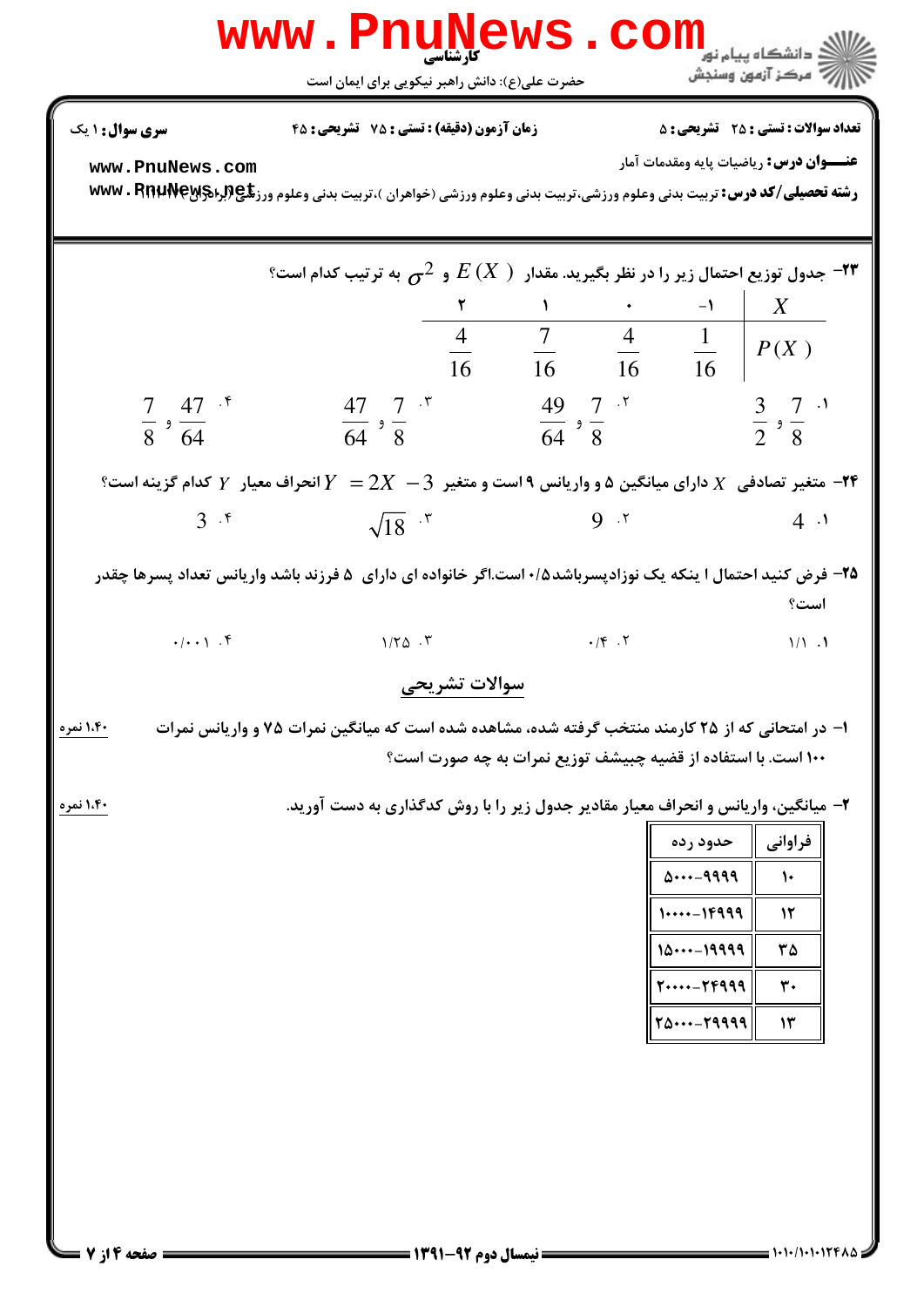۲۳- جدول توزیع احتمال زیر را در نظر بگیرید. مقدار $E(X)$ و $\sigma^2$ به ترتیب کدام است؟

| $X$ | -۱ | ۰ | ۱ | ۲ |
|---|---|---|---|---|
| $P(X)$ | $\frac{1}{16}$ | $\frac{4}{16}$ | $\frac{7}{16}$ | $\frac{4}{16}$ |

۱. $\frac{7}{8}$ و $\frac{3}{2}$

۲. $\frac{7}{8}$ و $\frac{49}{64}$

۳. $\frac{7}{8}$ و $\frac{47}{64}$

۴. $\frac{47}{64}$ و $\frac{7}{8}$

۲۴- متغیر تصادفی $X$ دارای میانگین ۵ و واریانس ۹ است و متغیر $Y = 2X - 3$ انحراف معیار $Y$ کدام گزینه است؟

۱. 4

۲. 9

۳. $\sqrt{18}$

۴. 3

۲۵- فرض کنید احتمال ا ینکه یک نوزادپسرباشد۰/۵ است.اگر خانواده ای دارای ۵ فرزند باشد واریانس تعداد پسرها چقدر است؟

۱. ۱/۱

۲. ۰/۴

۳. ۱/۲۵

۴. ۰/۰۰۱

## سوالات تشریحی

۱- در امتحانی که از ۲۵ کارمند منتخب گرفته شده، مشاهده شده است که میانگین نمرات ۷۵ و واریانس نمرات ۱۰۰ است. با استفاده از قضیه چبیشف توزیع نمرات به چه صورت است؟ (۱،۴۰ نمره)

۲- میانگین، واریانس و انحراف معیار مقادیر جدول زیر را با روش کدگذاری به دست آورید. (۱،۴۰ نمره)

| فراوانی | حدود رده |
|---|---|
| ۱۰ | ۵۰۰۰-۹۹۹۹ |
| ۱۲ | ۱۰۰۰۰-۱۴۹۹۹ |
| ۳۵ | ۱۵۰۰۰-۱۹۹۹۹ |
| ۳۰ | ۲۰۰۰۰-۲۴۹۹۹ |
| ۱۳ | ۲۵۰۰۰-۲۹۹۹۹ |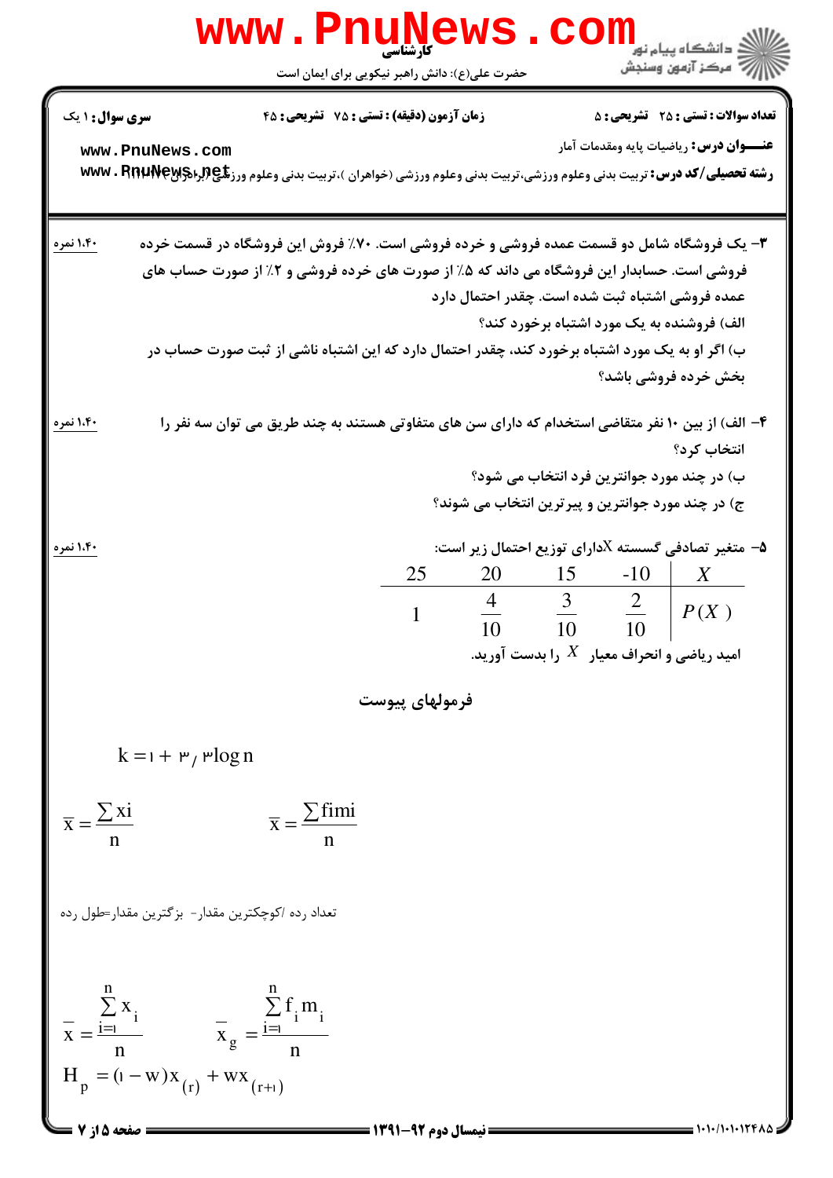**تعداد سوالات : تستی : ۲۵ تشریحی : ۵** | **زمان آزمون (دقیقه) : تستی : ۷۵ تشریحی : ۴۵** | **سری سوال : ۱ یک**

**عنـــوان درس :** ریاضیات پایه ومقدمات آمار

**رشته تحصیلی/کد درس :** تربیت بدنی وعلوم ورزشی،تربیت بدنی وعلوم ورزشی (خواهران )،تربیت بدنی وعلوم ورزشی (برادران) ۱۱۱۱۱۱۷

---

۳- یک فروشگاه شامل دو قسمت عمده فروشی و خرده فروشی است. ۷۰٪ فروش این فروشگاه در قسمت خرده فروشی است. حسابدار این فروشگاه می داند که ۵٪ از صورت های خرده فروشی و ۲٪ از صورت حساب های عمده فروشی اشتباه ثبت شده است. چقدر احتمال دارد **(۱،۴۰ نمره)**

الف) فروشنده به یک مورد اشتباه برخورد کند؟

ب) اگر او به یک مورد اشتباه برخورد کند، چقدر احتمال دارد که این اشتباه ناشی از ثبت صورت حساب در بخش خرده فروشی باشد؟

۴- الف) از بین ۱۰ نفر متقاضی استخدام که دارای سن های متفاوتی هستند به چند طریق می توان سه نفر را انتخاب کرد؟ **(۱،۴۰ نمره)**

ب) در چند مورد جوانترین فرد انتخاب می شود؟

ج) در چند مورد جوانترین و پیرترین انتخاب می شوند؟

۵- متغیر تصادفی گسسته $X$دارای توزیع احتمال زیر است: **(۱،۴۰ نمره)**

| $X$ | -10 | 15 | 20 | 25 |
|---|---|---|---|---|
| $P(X)$ | $\frac{2}{10}$ | $\frac{3}{10}$ | $\frac{4}{10}$ | 1 |

امید ریاضی و انحراف معیار $X$ را بدست آورید.

## فرمولهای پیوست

$$k = 1 + 3/3 \log n$$

$$\bar{x} = \frac{\sum xi}{n} \qquad \bar{x} = \frac{\sum fimi}{n}$$

تعداد رده /کوچکترین مقدار- بزرگترین مقدار=طول رده

$$\bar{x} = \frac{\sum_{i=1}^{n} x_i}{n} \qquad \bar{x}_g = \frac{\sum_{i=1}^{n} f_i m_i}{n}$$

$$H_p = (1 - w)x_{(r)} + wx_{(r+1)}$$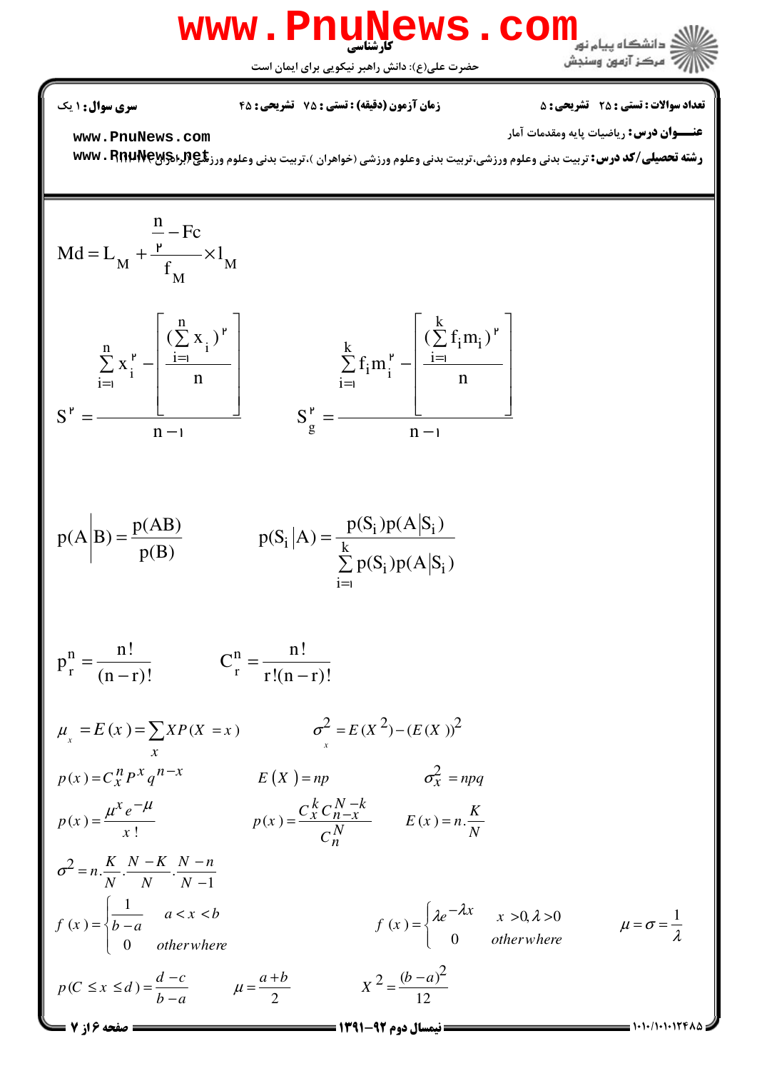$$Md = L_M + \frac{\frac{n}{۲} - Fc}{f_M} \times l_M$$

$$S^۲ = \frac{\sum_{i=۱}^{n} x_i^۲ - \left[\frac{(\sum_{i=۱}^{n} x_i)^۲}{n}\right]}{n-۱} \qquad S_g^۲ = \frac{\sum_{i=۱}^{k} f_i m_i^۲ - \left[\frac{(\sum_{i=۱}^{k} f_i m_i)^۲}{n}\right]}{n-۱}$$

$$p(A|B) = \frac{p(AB)}{p(B)} \qquad p(S_i|A) = \frac{p(S_i)p(A|S_i)}{\sum_{i=۱}^{k} p(S_i)p(A|S_i)}$$

$$p_r^n = \frac{n!}{(n-r)!} \qquad C_r^n = \frac{n!}{r!(n-r)!}$$

$$\mu_x = E(x) = \sum_x XP(X=x) \qquad \sigma_x^2 = E(X^2) - (E(X))^2$$

$$p(x) = C_x^n P^x q^{n-x} \qquad E(X) = np \qquad \sigma_X^2 = npq$$

$$p(x) = \frac{\mu^x e^{-\mu}}{x!} \qquad p(x) = \frac{C_x^k C_{n-x}^{N-k}}{C_n^N} \qquad E(x) = n.\frac{K}{N}$$

$$\sigma^2 = n.\frac{K}{N}.\frac{N-K}{N}.\frac{N-n}{N-1}$$

$$f(x) = \begin{cases} \frac{1}{b-a} & a < x < b \\ 0 & otherwhere \end{cases} \qquad f(x) = \begin{cases} \lambda e^{-\lambda x} & x > 0, \lambda > 0 \\ 0 & otherwhere \end{cases} \qquad \mu = \sigma = \frac{1}{\lambda}$$

$$p(C \le x \le d) = \frac{d-c}{b-a} \qquad \mu = \frac{a+b}{2} \qquad X^2 = \frac{(b-a)^2}{12}$$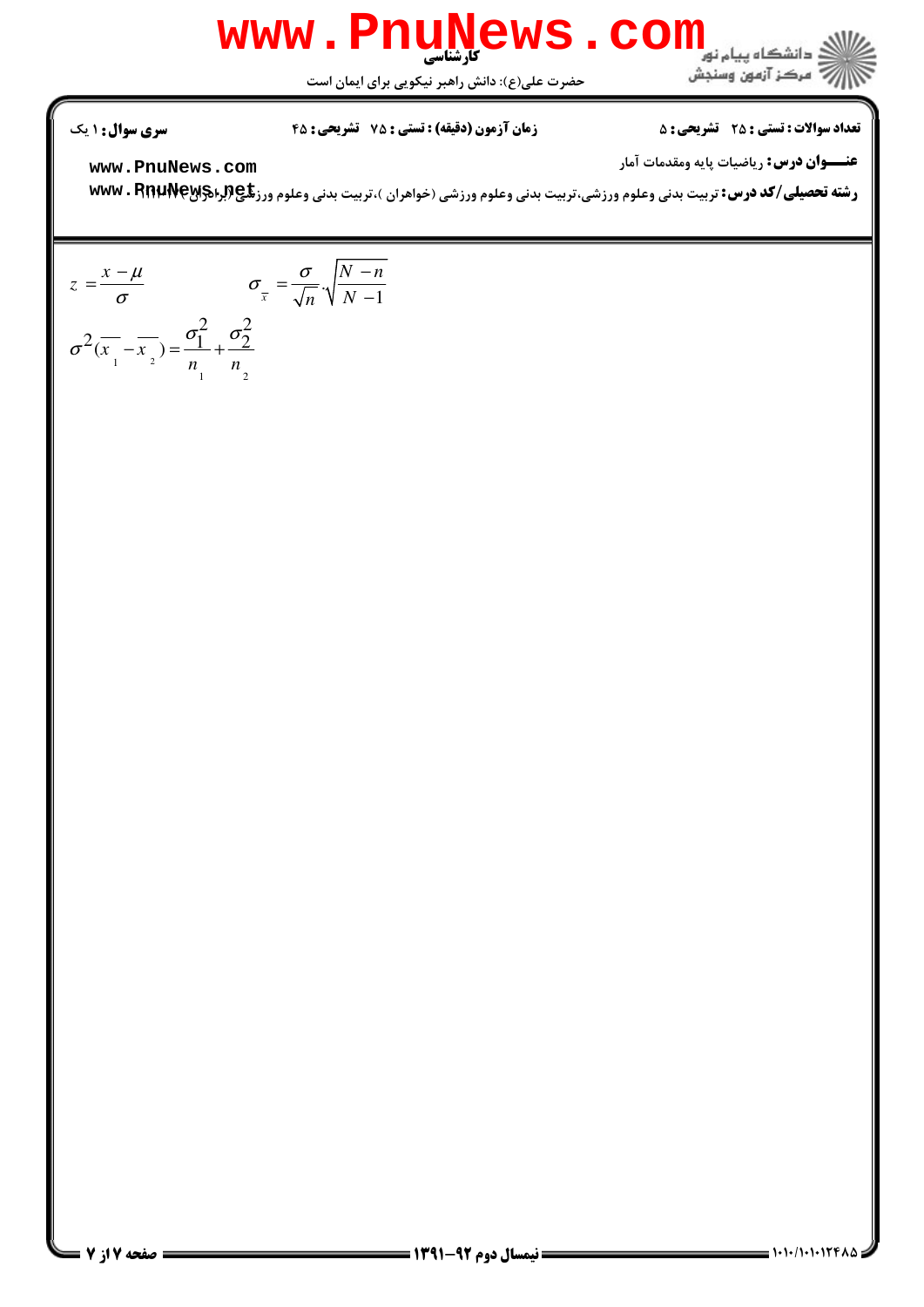$$z = \frac{x - \mu}{\sigma} \qquad \sigma_{\bar{x}} = \frac{\sigma}{\sqrt{n}} \cdot \sqrt{\frac{N - n}{N - 1}}$$

$$\sigma^2(\bar{x}_1 - \bar{x}_2) = \frac{\sigma_1^2}{n_1} + \frac{\sigma_2^2}{n_2}$$